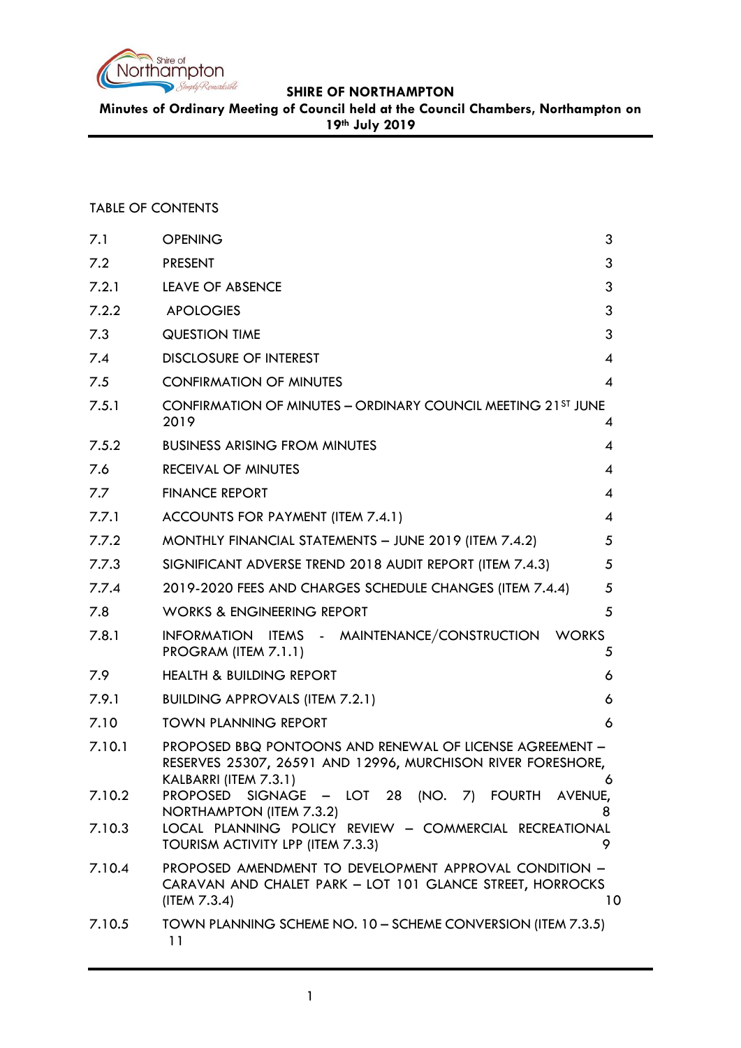**SHIRE OF NORTHAMPTON**

**Minutes of Ordinary Meeting of Council held at the Council Chambers, Northampton on 19th July 2019**

TABLE OF CONTENTS

| | | |
|---|---|---|
| 7.1 | OPENING | 3 |
| 7.2 | PRESENT | 3 |
| 7.2.1 | LEAVE OF ABSENCE | 3 |
| 7.2.2 | APOLOGIES | 3 |
| 7.3 | QUESTION TIME | 3 |
| 7.4 | DISCLOSURE OF INTEREST | 4 |
| 7.5 | CONFIRMATION OF MINUTES | 4 |
| 7.5.1 | CONFIRMATION OF MINUTES – ORDINARY COUNCIL MEETING 21ST JUNE 2019 | 4 |
| 7.5.2 | BUSINESS ARISING FROM MINUTES | 4 |
| 7.6 | RECEIVAL OF MINUTES | 4 |
| 7.7 | FINANCE REPORT | 4 |
| 7.7.1 | ACCOUNTS FOR PAYMENT (ITEM 7.4.1) | 4 |
| 7.7.2 | MONTHLY FINANCIAL STATEMENTS – JUNE 2019 (ITEM 7.4.2) | 5 |
| 7.7.3 | SIGNIFICANT ADVERSE TREND 2018 AUDIT REPORT (ITEM 7.4.3) | 5 |
| 7.7.4 | 2019-2020 FEES AND CHARGES SCHEDULE CHANGES (ITEM 7.4.4) | 5 |
| 7.8 | WORKS & ENGINEERING REPORT | 5 |
| 7.8.1 | INFORMATION ITEMS - MAINTENANCE/CONSTRUCTION WORKS PROGRAM (ITEM 7.1.1) | 5 |
| 7.9 | HEALTH & BUILDING REPORT | 6 |
| 7.9.1 | BUILDING APPROVALS (ITEM 7.2.1) | 6 |
| 7.10 | TOWN PLANNING REPORT | 6 |
| 7.10.1 | PROPOSED BBQ PONTOONS AND RENEWAL OF LICENSE AGREEMENT – RESERVES 25307, 26591 AND 12996, MURCHISON RIVER FORESHORE, KALBARRI (ITEM 7.3.1) | 6 |
| 7.10.2 | PROPOSED SIGNAGE – LOT 28 (NO. 7) FOURTH AVENUE, NORTHAMPTON (ITEM 7.3.2) | 8 |
| 7.10.3 | LOCAL PLANNING POLICY REVIEW – COMMERCIAL RECREATIONAL TOURISM ACTIVITY LPP (ITEM 7.3.3) | 9 |
| 7.10.4 | PROPOSED AMENDMENT TO DEVELOPMENT APPROVAL CONDITION – CARAVAN AND CHALET PARK – LOT 101 GLANCE STREET, HORROCKS (ITEM 7.3.4) | 10 |
| 7.10.5 | TOWN PLANNING SCHEME NO. 10 – SCHEME CONVERSION (ITEM 7.3.5) | 11 |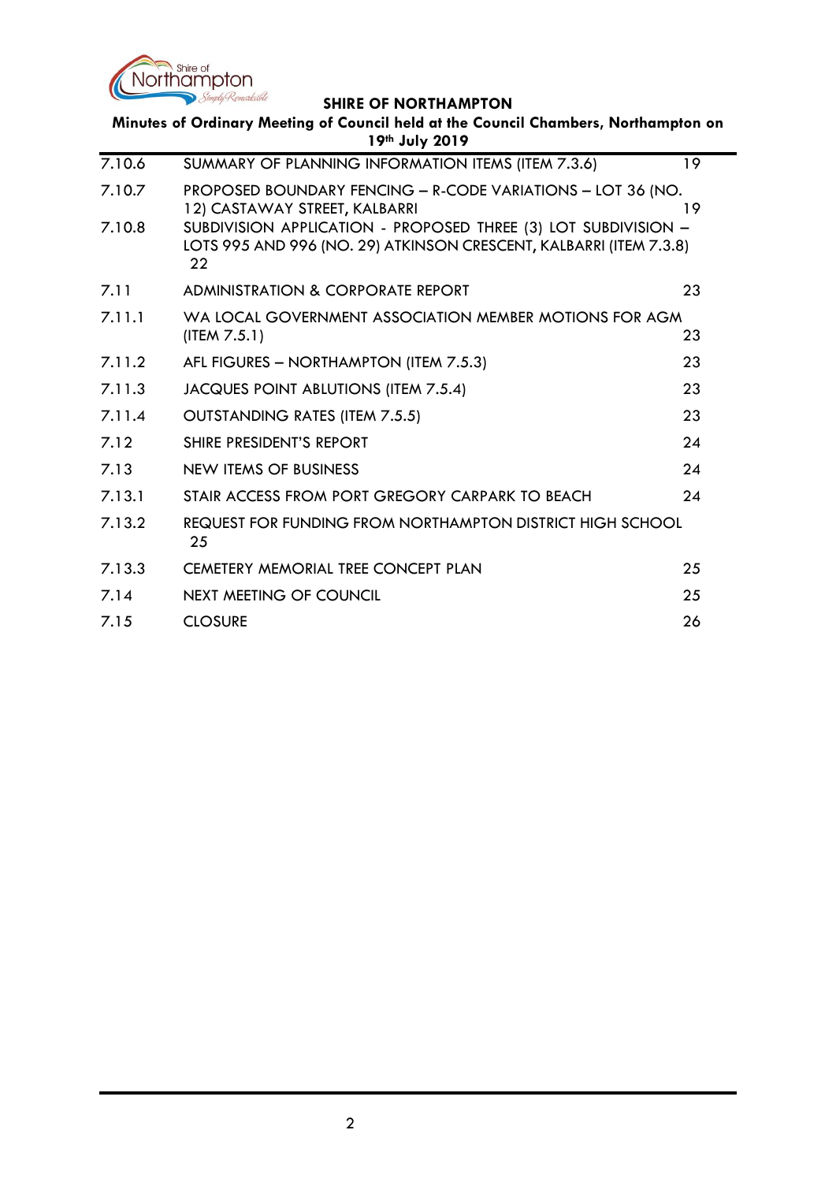| | | |
|---|---|---|
| 7.10.6 | SUMMARY OF PLANNING INFORMATION ITEMS (ITEM 7.3.6) | 19 |
| 7.10.7 | PROPOSED BOUNDARY FENCING – R-CODE VARIATIONS – LOT 36 (NO. 12) CASTAWAY STREET, KALBARRI | 19 |
| 7.10.8 | SUBDIVISION APPLICATION - PROPOSED THREE (3) LOT SUBDIVISION – LOTS 995 AND 996 (NO. 29) ATKINSON CRESCENT, KALBARRI (ITEM 7.3.8) | 22 |
| 7.11 | ADMINISTRATION & CORPORATE REPORT | 23 |
| 7.11.1 | WA LOCAL GOVERNMENT ASSOCIATION MEMBER MOTIONS FOR AGM (ITEM 7.5.1) | 23 |
| 7.11.2 | AFL FIGURES – NORTHAMPTON (ITEM 7.5.3) | 23 |
| 7.11.3 | JACQUES POINT ABLUTIONS (ITEM 7.5.4) | 23 |
| 7.11.4 | OUTSTANDING RATES (ITEM 7.5.5) | 23 |
| 7.12 | SHIRE PRESIDENT'S REPORT | 24 |
| 7.13 | NEW ITEMS OF BUSINESS | 24 |
| 7.13.1 | STAIR ACCESS FROM PORT GREGORY CARPARK TO BEACH | 24 |
| 7.13.2 | REQUEST FOR FUNDING FROM NORTHAMPTON DISTRICT HIGH SCHOOL | 25 |
| 7.13.3 | CEMETERY MEMORIAL TREE CONCEPT PLAN | 25 |
| 7.14 | NEXT MEETING OF COUNCIL | 25 |
| 7.15 | CLOSURE | 26 |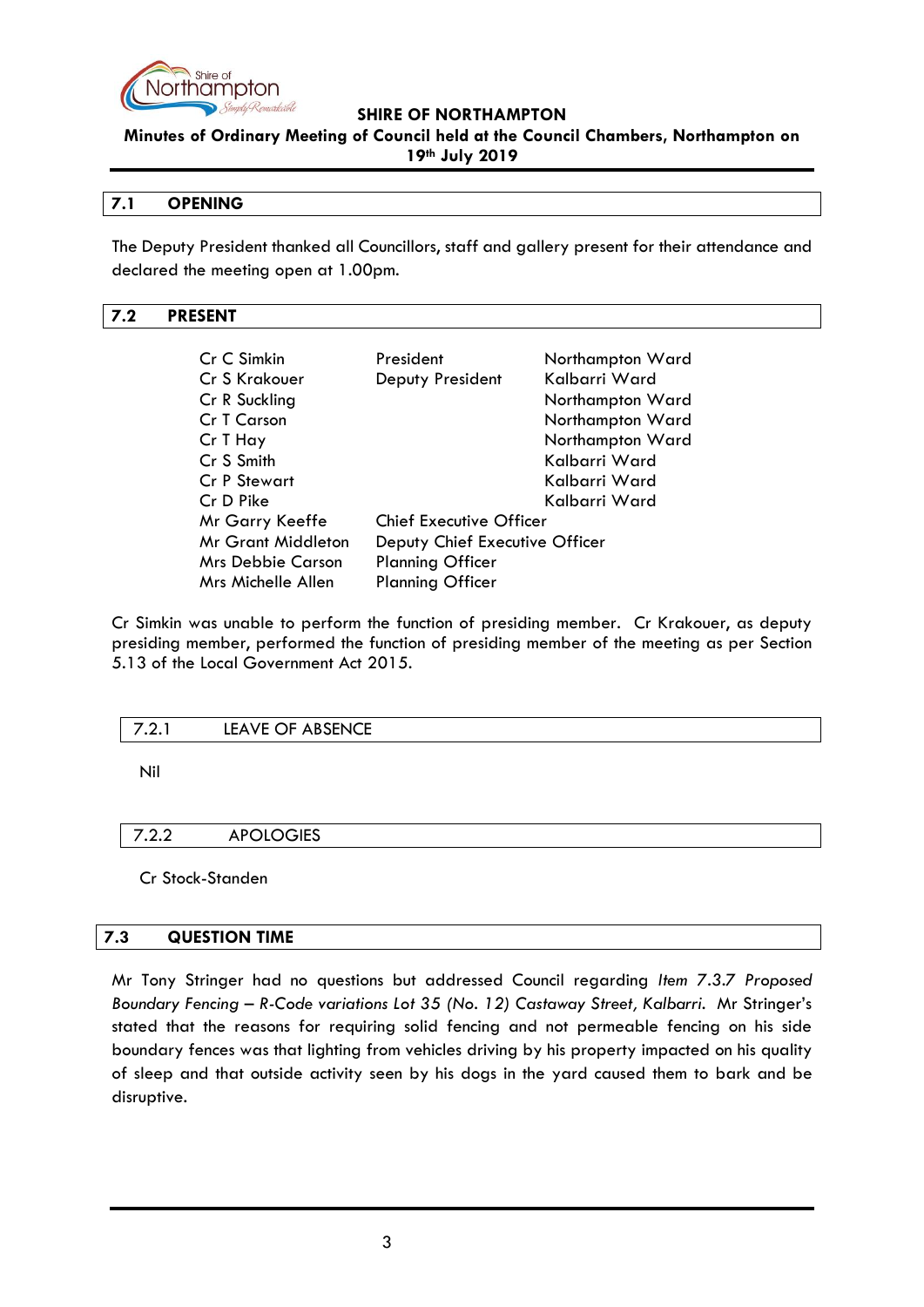## 7.1 OPENING

The Deputy President thanked all Councillors, staff and gallery present for their attendance and declared the meeting open at 1.00pm.

## 7.2 PRESENT

| | | |
|---|---|---|
| Cr C Simkin | President | Northampton Ward |
| Cr S Krakouer | Deputy President | Kalbarri Ward |
| Cr R Suckling | | Northampton Ward |
| Cr T Carson | | Northampton Ward |
| Cr T Hay | | Northampton Ward |
| Cr S Smith | | Kalbarri Ward |
| Cr P Stewart | | Kalbarri Ward |
| Cr D Pike | | Kalbarri Ward |
| Mr Garry Keeffe | Chief Executive Officer | |
| Mr Grant Middleton | Deputy Chief Executive Officer | |
| Mrs Debbie Carson | Planning Officer | |
| Mrs Michelle Allen | Planning Officer | |

Cr Simkin was unable to perform the function of presiding member. Cr Krakouer, as deputy presiding member, performed the function of presiding member of the meeting as per Section 5.13 of the Local Government Act 2015.

### 7.2.1 LEAVE OF ABSENCE

Nil

### 7.2.2 APOLOGIES

Cr Stock-Standen

## 7.3 QUESTION TIME

Mr Tony Stringer had no questions but addressed Council regarding *Item 7.3.7 Proposed Boundary Fencing – R-Code variations Lot 35 (No. 12) Castaway Street, Kalbarri*. Mr Stringer's stated that the reasons for requiring solid fencing and not permeable fencing on his side boundary fences was that lighting from vehicles driving by his property impacted on his quality of sleep and that outside activity seen by his dogs in the yard caused them to bark and be disruptive.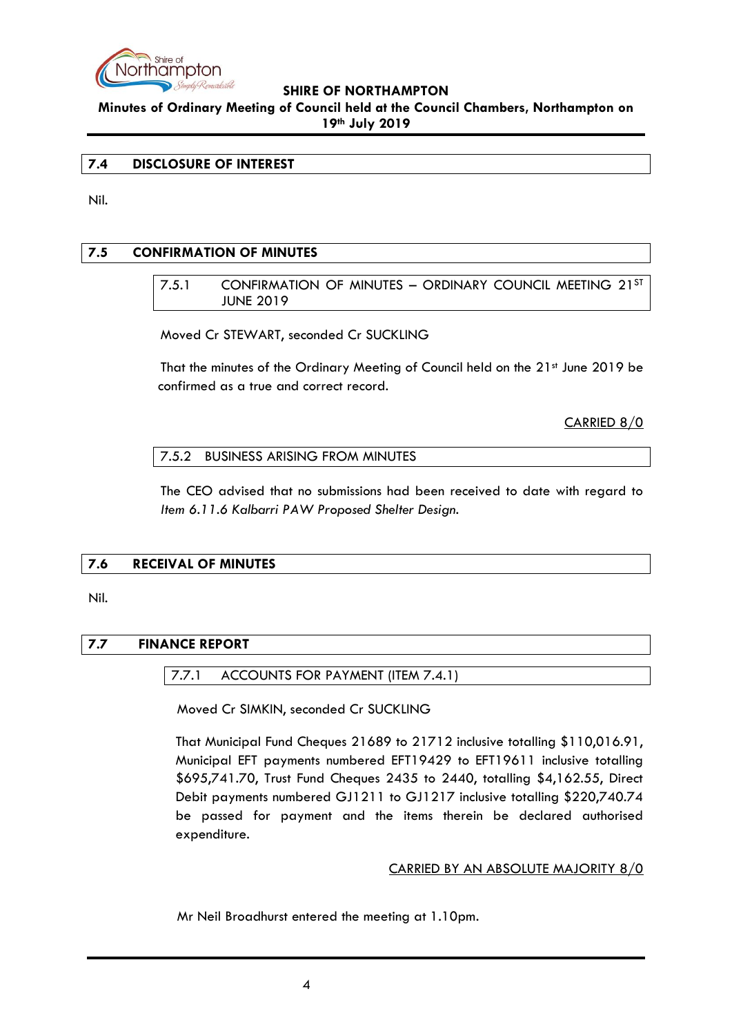## 7.4 DISCLOSURE OF INTEREST

Nil.

## 7.5 CONFIRMATION OF MINUTES

### 7.5.1 CONFIRMATION OF MINUTES – ORDINARY COUNCIL MEETING 21ST JUNE 2019

Moved Cr STEWART, seconded Cr SUCKLING

That the minutes of the Ordinary Meeting of Council held on the 21st June 2019 be confirmed as a true and correct record.

CARRIED 8/0

### 7.5.2 BUSINESS ARISING FROM MINUTES

The CEO advised that no submissions had been received to date with regard to *Item 6.11.6 Kalbarri PAW Proposed Shelter Design.*

## 7.6 RECEIVAL OF MINUTES

Nil.

## 7.7 FINANCE REPORT

### 7.7.1 ACCOUNTS FOR PAYMENT (ITEM 7.4.1)

Moved Cr SIMKIN, seconded Cr SUCKLING

That Municipal Fund Cheques 21689 to 21712 inclusive totalling $110,016.91, Municipal EFT payments numbered EFT19429 to EFT19611 inclusive totalling $695,741.70, Trust Fund Cheques 2435 to 2440, totalling $4,162.55, Direct Debit payments numbered GJ1211 to GJ1217 inclusive totalling $220,740.74 be passed for payment and the items therein be declared authorised expenditure.

CARRIED BY AN ABSOLUTE MAJORITY 8/0

Mr Neil Broadhurst entered the meeting at 1.10pm.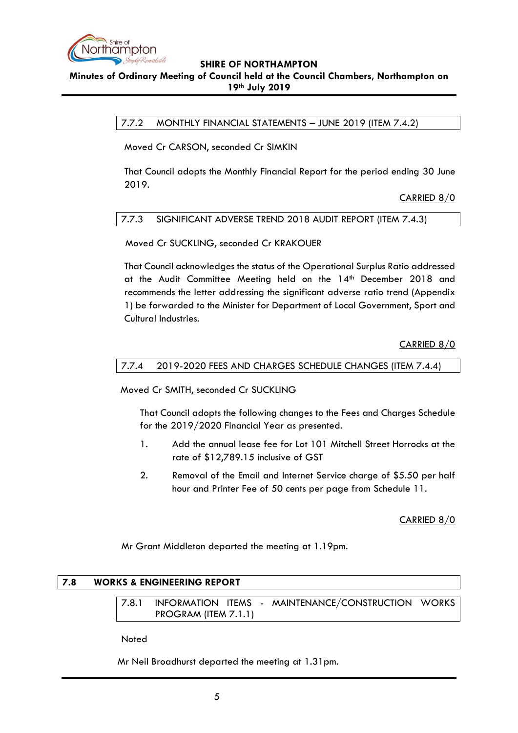### 7.7.2 MONTHLY FINANCIAL STATEMENTS – JUNE 2019 (ITEM 7.4.2)

Moved Cr CARSON, seconded Cr SIMKIN

That Council adopts the Monthly Financial Report for the period ending 30 June 2019.

CARRIED 8/0

### 7.7.3 SIGNIFICANT ADVERSE TREND 2018 AUDIT REPORT (ITEM 7.4.3)

Moved Cr SUCKLING, seconded Cr KRAKOUER

That Council acknowledges the status of the Operational Surplus Ratio addressed at the Audit Committee Meeting held on the 14th December 2018 and recommends the letter addressing the significant adverse ratio trend (Appendix 1) be forwarded to the Minister for Department of Local Government, Sport and Cultural Industries.

CARRIED 8/0

### 7.7.4 2019-2020 FEES AND CHARGES SCHEDULE CHANGES (ITEM 7.4.4)

Moved Cr SMITH, seconded Cr SUCKLING

That Council adopts the following changes to the Fees and Charges Schedule for the 2019/2020 Financial Year as presented.

1. Add the annual lease fee for Lot 101 Mitchell Street Horrocks at the rate of $12,789.15 inclusive of GST
2. Removal of the Email and Internet Service charge of $5.50 per half hour and Printer Fee of 50 cents per page from Schedule 11.

CARRIED 8/0

Mr Grant Middleton departed the meeting at 1.19pm.

## 7.8 WORKS & ENGINEERING REPORT

### 7.8.1 INFORMATION ITEMS - MAINTENANCE/CONSTRUCTION WORKS PROGRAM (ITEM 7.1.1)

Noted

Mr Neil Broadhurst departed the meeting at 1.31pm.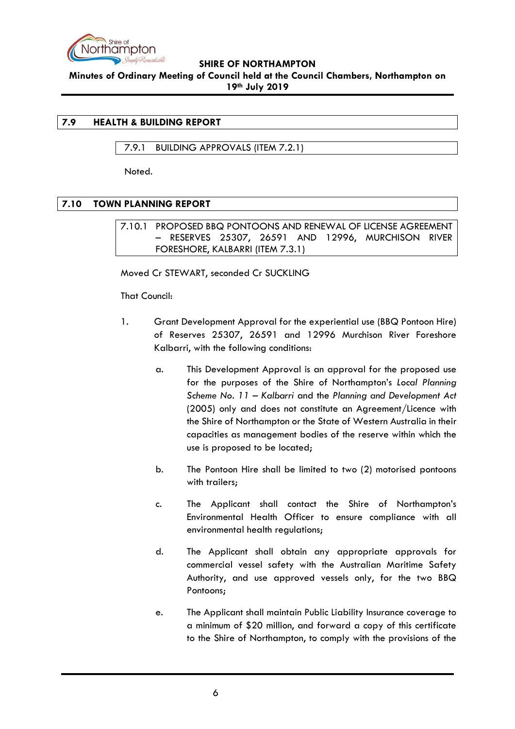## 7.9 HEALTH & BUILDING REPORT

### 7.9.1 BUILDING APPROVALS (ITEM 7.2.1)

Noted.

## 7.10 TOWN PLANNING REPORT

### 7.10.1 PROPOSED BBQ PONTOONS AND RENEWAL OF LICENSE AGREEMENT – RESERVES 25307, 26591 AND 12996, MURCHISON RIVER FORESHORE, KALBARRI (ITEM 7.3.1)

Moved Cr STEWART, seconded Cr SUCKLING

That Council:

1. Grant Development Approval for the experiential use (BBQ Pontoon Hire) of Reserves 25307, 26591 and 12996 Murchison River Foreshore Kalbarri, with the following conditions:

   a. This Development Approval is an approval for the proposed use for the purposes of the Shire of Northampton's *Local Planning Scheme No. 11 – Kalbarri* and the *Planning and Development Act* (2005) only and does not constitute an Agreement/Licence with the Shire of Northampton or the State of Western Australia in their capacities as management bodies of the reserve within which the use is proposed to be located;

   b. The Pontoon Hire shall be limited to two (2) motorised pontoons with trailers;

   c. The Applicant shall contact the Shire of Northampton's Environmental Health Officer to ensure compliance with all environmental health regulations;

   d. The Applicant shall obtain any appropriate approvals for commercial vessel safety with the Australian Maritime Safety Authority, and use approved vessels only, for the two BBQ Pontoons;

   e. The Applicant shall maintain Public Liability Insurance coverage to a minimum of $20 million, and forward a copy of this certificate to the Shire of Northampton, to comply with the provisions of the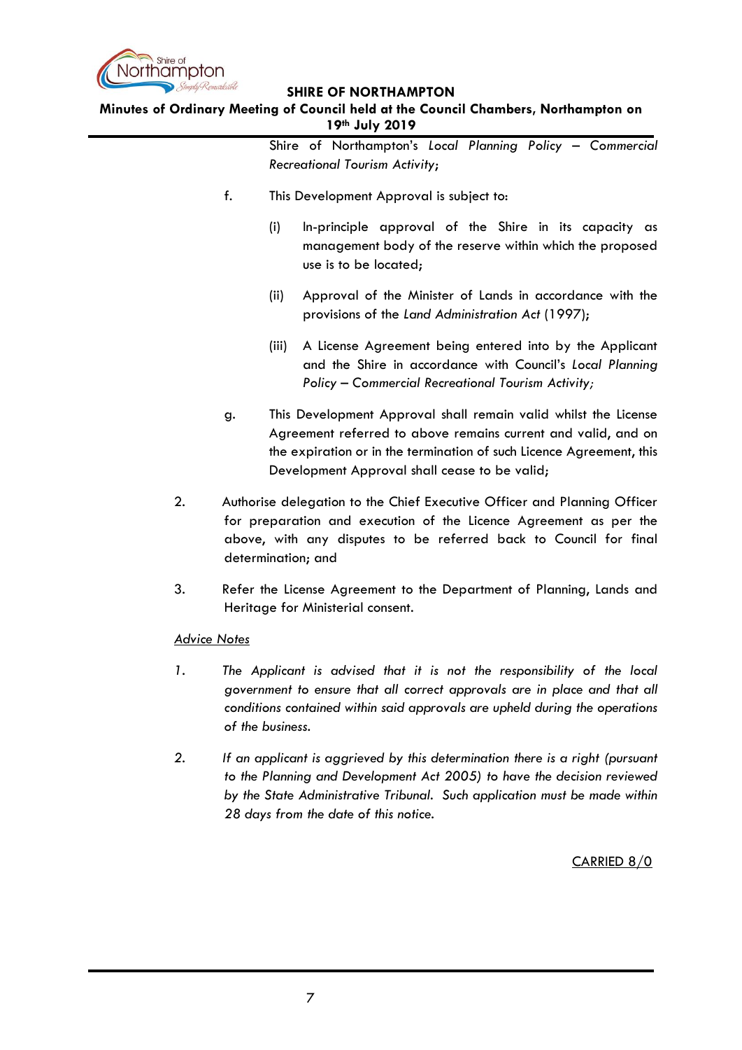Shire of Northampton's *Local Planning Policy – Commercial Recreational Tourism Activity*;

f. This Development Approval is subject to:

(i) In-principle approval of the Shire in its capacity as management body of the reserve within which the proposed use is to be located;

(ii) Approval of the Minister of Lands in accordance with the provisions of the *Land Administration Act* (1997);

(iii) A License Agreement being entered into by the Applicant and the Shire in accordance with Council's *Local Planning Policy – Commercial Recreational Tourism Activity;*

g. This Development Approval shall remain valid whilst the License Agreement referred to above remains current and valid, and on the expiration or in the termination of such Licence Agreement, this Development Approval shall cease to be valid;

2. Authorise delegation to the Chief Executive Officer and Planning Officer for preparation and execution of the Licence Agreement as per the above, with any disputes to be referred back to Council for final determination; and

3. Refer the License Agreement to the Department of Planning, Lands and Heritage for Ministerial consent.

<u>*Advice Notes*</u>

1. *The Applicant is advised that it is not the responsibility of the local government to ensure that all correct approvals are in place and that all conditions contained within said approvals are upheld during the operations of the business.*

2. *If an applicant is aggrieved by this determination there is a right (pursuant to the Planning and Development Act 2005) to have the decision reviewed by the State Administrative Tribunal. Such application must be made within 28 days from the date of this notice.*

<u>CARRIED 8/0</u>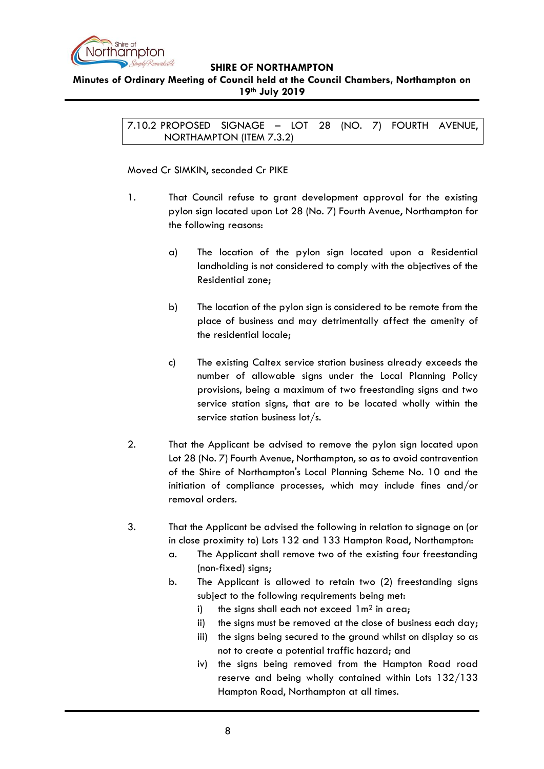### 7.10.2 PROPOSED SIGNAGE – LOT 28 (NO. 7) FOURTH AVENUE, NORTHAMPTON (ITEM 7.3.2)

Moved Cr SIMKIN, seconded Cr PIKE

1. That Council refuse to grant development approval for the existing pylon sign located upon Lot 28 (No. 7) Fourth Avenue, Northampton for the following reasons:

   a) The location of the pylon sign located upon a Residential landholding is not considered to comply with the objectives of the Residential zone;

   b) The location of the pylon sign is considered to be remote from the place of business and may detrimentally affect the amenity of the residential locale;

   c) The existing Caltex service station business already exceeds the number of allowable signs under the Local Planning Policy provisions, being a maximum of two freestanding signs and two service station signs, that are to be located wholly within the service station business lot/s.

2. That the Applicant be advised to remove the pylon sign located upon Lot 28 (No. 7) Fourth Avenue, Northampton, so as to avoid contravention of the Shire of Northampton's Local Planning Scheme No. 10 and the initiation of compliance processes, which may include fines and/or removal orders.

3. That the Applicant be advised the following in relation to signage on (or in close proximity to) Lots 132 and 133 Hampton Road, Northampton:

   a. The Applicant shall remove two of the existing four freestanding (non-fixed) signs;

   b. The Applicant is allowed to retain two (2) freestanding signs subject to the following requirements being met:

      i) the signs shall each not exceed 1m² in area;

      ii) the signs must be removed at the close of business each day;

      iii) the signs being secured to the ground whilst on display so as not to create a potential traffic hazard; and

      iv) the signs being removed from the Hampton Road road reserve and being wholly contained within Lots 132/133 Hampton Road, Northampton at all times.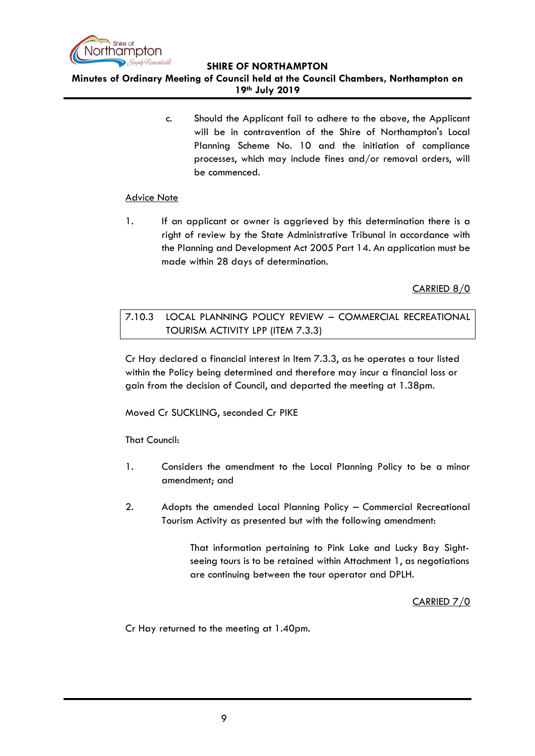c. Should the Applicant fail to adhere to the above, the Applicant will be in contravention of the Shire of Northampton's Local Planning Scheme No. 10 and the initiation of compliance processes, which may include fines and/or removal orders, will be commenced.

<u>Advice Note</u>

1. If an applicant or owner is aggrieved by this determination there is a right of review by the State Administrative Tribunal in accordance with the Planning and Development Act 2005 Part 14. An application must be made within 28 days of determination.

<u>CARRIED 8/0</u>

## 7.10.3 LOCAL PLANNING POLICY REVIEW – COMMERCIAL RECREATIONAL TOURISM ACTIVITY LPP (ITEM 7.3.3)

Cr Hay declared a financial interest in Item 7.3.3, as he operates a tour listed within the Policy being determined and therefore may incur a financial loss or gain from the decision of Council, and departed the meeting at 1.38pm.

Moved Cr SUCKLING, seconded Cr PIKE

That Council:

1. Considers the amendment to the Local Planning Policy to be a minor amendment; and

2. Adopts the amended Local Planning Policy – Commercial Recreational Tourism Activity as presented but with the following amendment:

   That information pertaining to Pink Lake and Lucky Bay Sight-seeing tours is to be retained within Attachment 1, as negotiations are continuing between the tour operator and DPLH.

<u>CARRIED 7/0</u>

Cr Hay returned to the meeting at 1.40pm.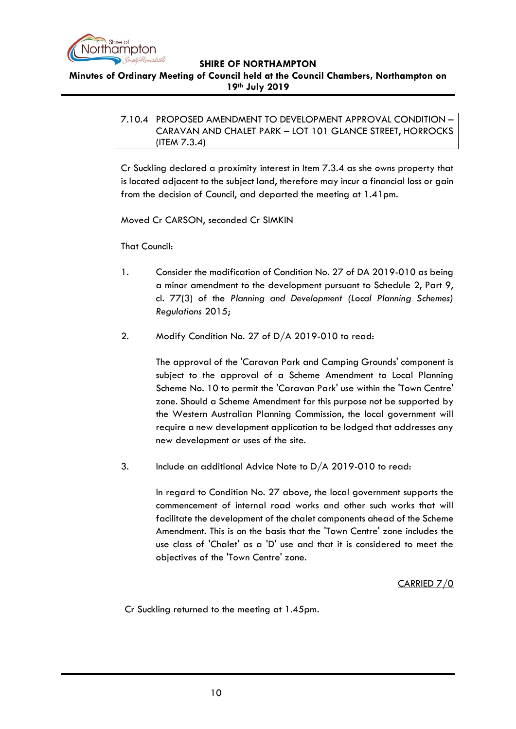### 7.10.4 PROPOSED AMENDMENT TO DEVELOPMENT APPROVAL CONDITION – CARAVAN AND CHALET PARK – LOT 101 GLANCE STREET, HORROCKS (ITEM 7.3.4)

Cr Suckling declared a proximity interest in Item 7.3.4 as she owns property that is located adjacent to the subject land, therefore may incur a financial loss or gain from the decision of Council, and departed the meeting at 1.41pm.

Moved Cr CARSON, seconded Cr SIMKIN

That Council:

1. Consider the modification of Condition No. 27 of DA 2019-010 as being a minor amendment to the development pursuant to Schedule 2, Part 9, cl. 77(3) of the *Planning and Development (Local Planning Schemes) Regulations* 2015;

2. Modify Condition No. 27 of D/A 2019-010 to read:

   The approval of the 'Caravan Park and Camping Grounds' component is subject to the approval of a Scheme Amendment to Local Planning Scheme No. 10 to permit the 'Caravan Park' use within the 'Town Centre' zone. Should a Scheme Amendment for this purpose not be supported by the Western Australian Planning Commission, the local government will require a new development application to be lodged that addresses any new development or uses of the site.

3. Include an additional Advice Note to D/A 2019-010 to read:

   In regard to Condition No. 27 above, the local government supports the commencement of internal road works and other such works that will facilitate the development of the chalet components ahead of the Scheme Amendment. This is on the basis that the 'Town Centre' zone includes the use class of 'Chalet' as a 'D' use and that it is considered to meet the objectives of the 'Town Centre' zone.

<u>CARRIED 7/0</u>

Cr Suckling returned to the meeting at 1.45pm.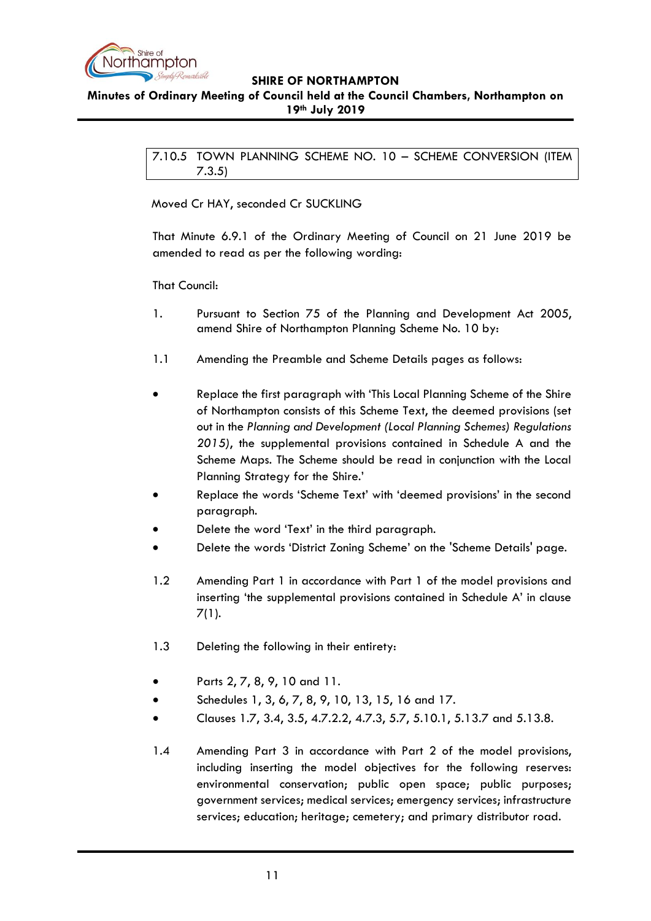## 7.10.5 TOWN PLANNING SCHEME NO. 10 – SCHEME CONVERSION (ITEM 7.3.5)

Moved Cr HAY, seconded Cr SUCKLING

That Minute 6.9.1 of the Ordinary Meeting of Council on 21 June 2019 be amended to read as per the following wording:

That Council:

1. Pursuant to Section 75 of the Planning and Development Act 2005, amend Shire of Northampton Planning Scheme No. 10 by:

1.1 Amending the Preamble and Scheme Details pages as follows:

- Replace the first paragraph with 'This Local Planning Scheme of the Shire of Northampton consists of this Scheme Text, the deemed provisions (set out in the *Planning and Development (Local Planning Schemes) Regulations 2015*), the supplemental provisions contained in Schedule A and the Scheme Maps. The Scheme should be read in conjunction with the Local Planning Strategy for the Shire.'
- Replace the words 'Scheme Text' with 'deemed provisions' in the second paragraph.
- Delete the word 'Text' in the third paragraph.
- Delete the words 'District Zoning Scheme' on the 'Scheme Details' page.

1.2 Amending Part 1 in accordance with Part 1 of the model provisions and inserting 'the supplemental provisions contained in Schedule A' in clause 7(1).

1.3 Deleting the following in their entirety:

- Parts 2, 7, 8, 9, 10 and 11.
- Schedules 1, 3, 6, 7, 8, 9, 10, 13, 15, 16 and 17.
- Clauses 1.7, 3.4, 3.5, 4.7.2.2, 4.7.3, 5.7, 5.10.1, 5.13.7 and 5.13.8.

1.4 Amending Part 3 in accordance with Part 2 of the model provisions, including inserting the model objectives for the following reserves: environmental conservation; public open space; public purposes; government services; medical services; emergency services; infrastructure services; education; heritage; cemetery; and primary distributor road.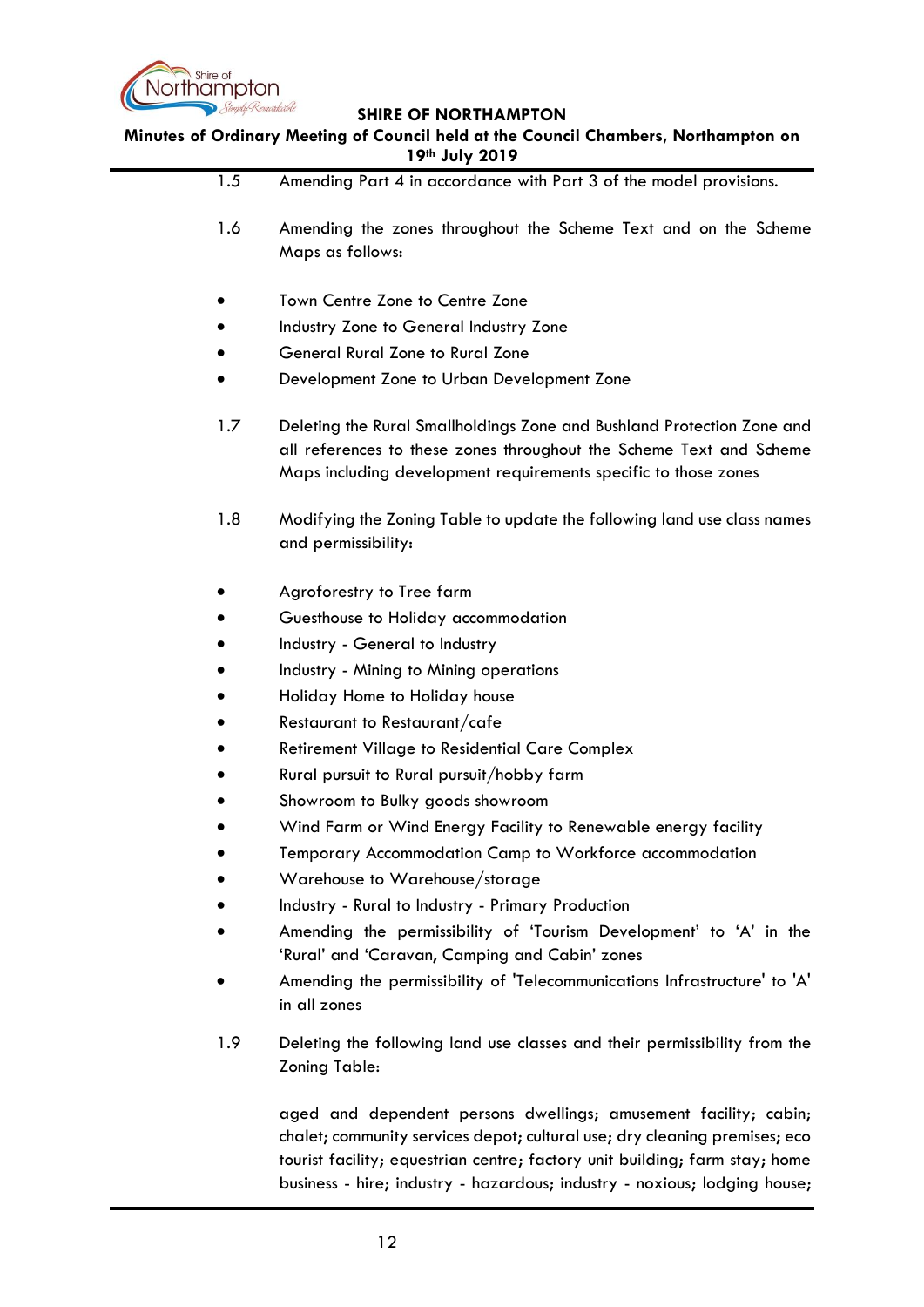1.5 Amending Part 4 in accordance with Part 3 of the model provisions.

1.6 Amending the zones throughout the Scheme Text and on the Scheme Maps as follows:

- Town Centre Zone to Centre Zone
- Industry Zone to General Industry Zone
- General Rural Zone to Rural Zone
- Development Zone to Urban Development Zone

1.7 Deleting the Rural Smallholdings Zone and Bushland Protection Zone and all references to these zones throughout the Scheme Text and Scheme Maps including development requirements specific to those zones

1.8 Modifying the Zoning Table to update the following land use class names and permissibility:

- Agroforestry to Tree farm
- Guesthouse to Holiday accommodation
- Industry - General to Industry
- Industry - Mining to Mining operations
- Holiday Home to Holiday house
- Restaurant to Restaurant/cafe
- Retirement Village to Residential Care Complex
- Rural pursuit to Rural pursuit/hobby farm
- Showroom to Bulky goods showroom
- Wind Farm or Wind Energy Facility to Renewable energy facility
- Temporary Accommodation Camp to Workforce accommodation
- Warehouse to Warehouse/storage
- Industry - Rural to Industry - Primary Production
- Amending the permissibility of 'Tourism Development' to 'A' in the 'Rural' and 'Caravan, Camping and Cabin' zones
- Amending the permissibility of 'Telecommunications Infrastructure' to 'A' in all zones

1.9 Deleting the following land use classes and their permissibility from the Zoning Table:

aged and dependent persons dwellings; amusement facility; cabin; chalet; community services depot; cultural use; dry cleaning premises; eco tourist facility; equestrian centre; factory unit building; farm stay; home business - hire; industry - hazardous; industry - noxious; lodging house;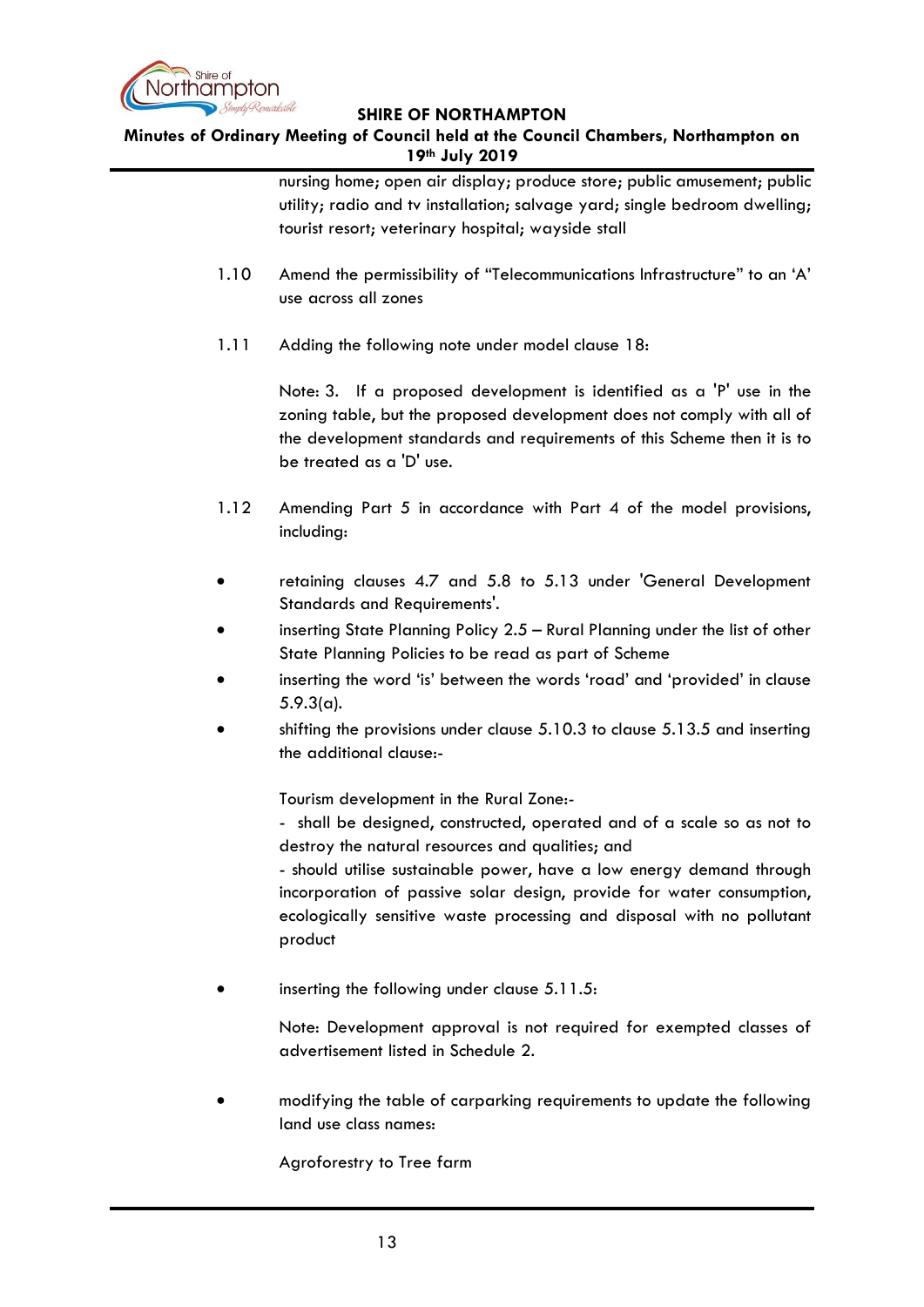nursing home; open air display; produce store; public amusement; public utility; radio and tv installation; salvage yard; single bedroom dwelling; tourist resort; veterinary hospital; wayside stall

1.10 Amend the permissibility of "Telecommunications Infrastructure" to an 'A' use across all zones

1.11 Adding the following note under model clause 18:

Note: 3. If a proposed development is identified as a 'P' use in the zoning table, but the proposed development does not comply with all of the development standards and requirements of this Scheme then it is to be treated as a 'D' use.

1.12 Amending Part 5 in accordance with Part 4 of the model provisions, including:

- retaining clauses 4.7 and 5.8 to 5.13 under 'General Development Standards and Requirements'.
- inserting State Planning Policy 2.5 – Rural Planning under the list of other State Planning Policies to be read as part of Scheme
- inserting the word 'is' between the words 'road' and 'provided' in clause 5.9.3(a).
- shifting the provisions under clause 5.10.3 to clause 5.13.5 and inserting the additional clause:-

  Tourism development in the Rural Zone:-
  - shall be designed, constructed, operated and of a scale so as not to destroy the natural resources and qualities; and
  - should utilise sustainable power, have a low energy demand through incorporation of passive solar design, provide for water consumption, ecologically sensitive waste processing and disposal with no pollutant product

- inserting the following under clause 5.11.5:

  Note: Development approval is not required for exempted classes of advertisement listed in Schedule 2.

- modifying the table of carparking requirements to update the following land use class names:

  Agroforestry to Tree farm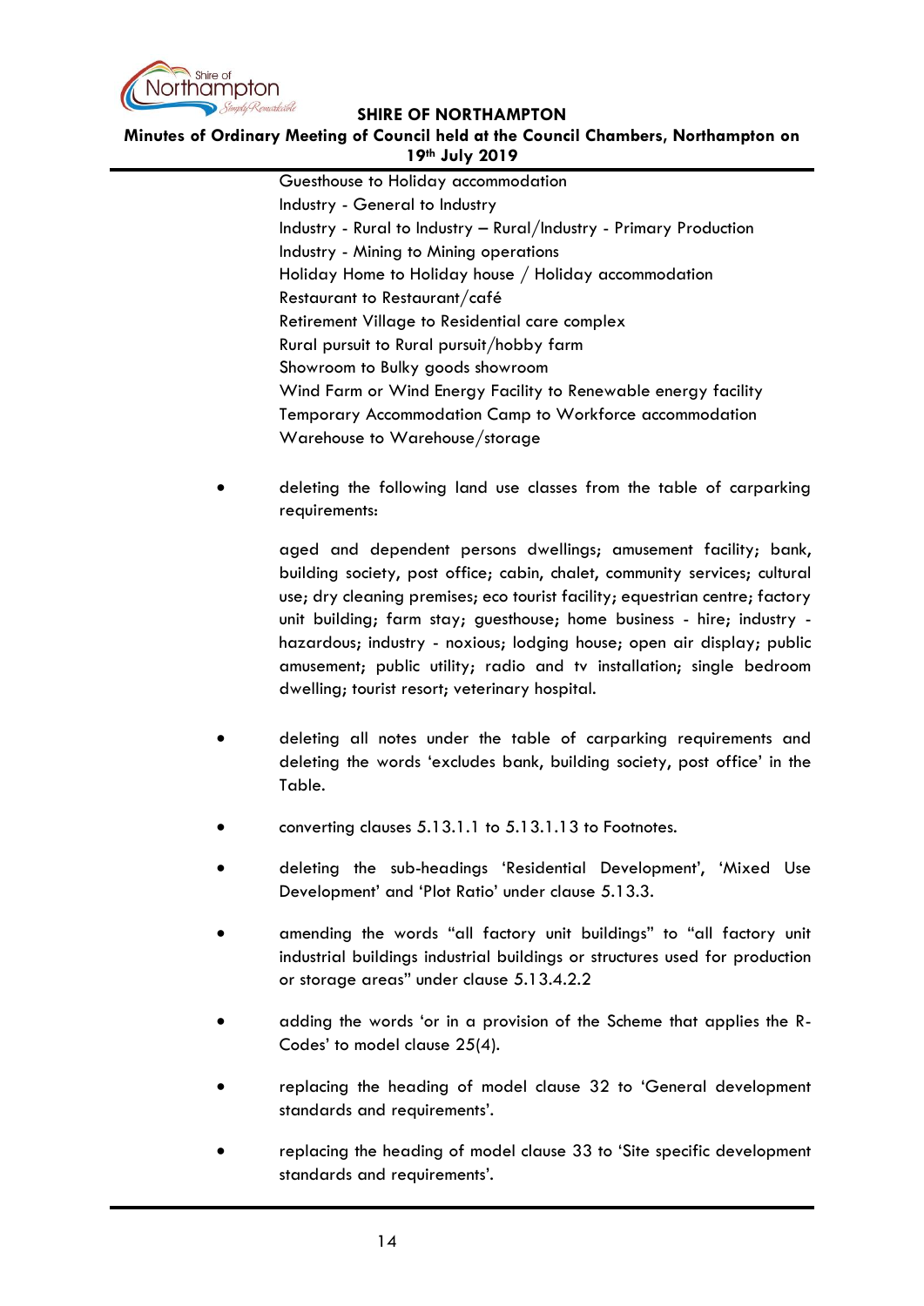Guesthouse to Holiday accommodation
Industry - General to Industry
Industry - Rural to Industry – Rural/Industry - Primary Production
Industry - Mining to Mining operations
Holiday Home to Holiday house / Holiday accommodation
Restaurant to Restaurant/café
Retirement Village to Residential care complex
Rural pursuit to Rural pursuit/hobby farm
Showroom to Bulky goods showroom
Wind Farm or Wind Energy Facility to Renewable energy facility
Temporary Accommodation Camp to Workforce accommodation
Warehouse to Warehouse/storage

- deleting the following land use classes from the table of carparking requirements:

  aged and dependent persons dwellings; amusement facility; bank, building society, post office; cabin, chalet, community services; cultural use; dry cleaning premises; eco tourist facility; equestrian centre; factory unit building; farm stay; guesthouse; home business - hire; industry - hazardous; industry - noxious; lodging house; open air display; public amusement; public utility; radio and tv installation; single bedroom dwelling; tourist resort; veterinary hospital.

- deleting all notes under the table of carparking requirements and deleting the words 'excludes bank, building society, post office' in the Table.

- converting clauses 5.13.1.1 to 5.13.1.13 to Footnotes.

- deleting the sub-headings 'Residential Development', 'Mixed Use Development' and 'Plot Ratio' under clause 5.13.3.

- amending the words "all factory unit buildings" to "all factory unit industrial buildings industrial buildings or structures used for production or storage areas" under clause 5.13.4.2.2

- adding the words 'or in a provision of the Scheme that applies the R-Codes' to model clause 25(4).

- replacing the heading of model clause 32 to 'General development standards and requirements'.

- replacing the heading of model clause 33 to 'Site specific development standards and requirements'.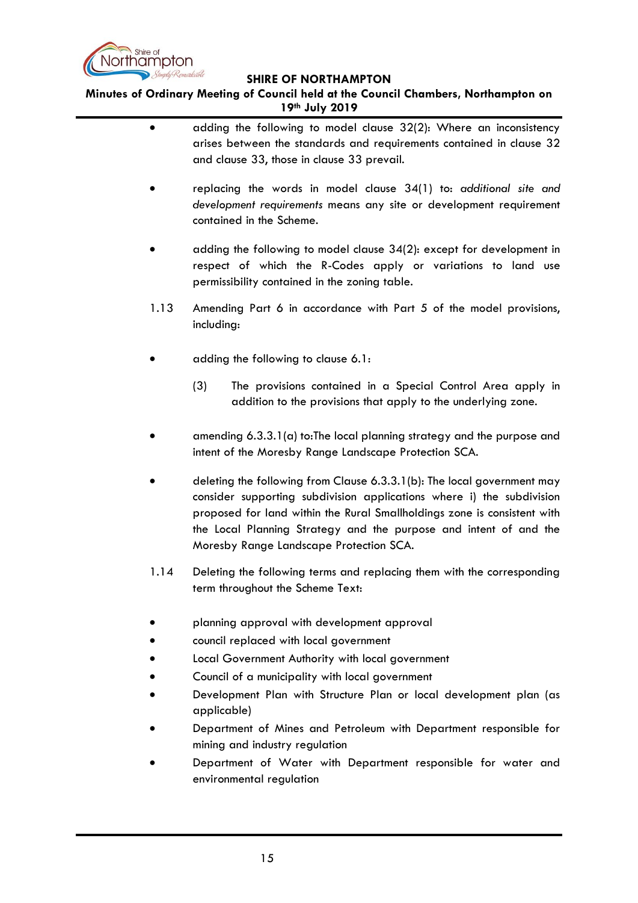- adding the following to model clause 32(2): Where an inconsistency arises between the standards and requirements contained in clause 32 and clause 33, those in clause 33 prevail.

- replacing the words in model clause 34(1) to: *additional site and development requirements* means any site or development requirement contained in the Scheme.

- adding the following to model clause 34(2): except for development in respect of which the R-Codes apply or variations to land use permissibility contained in the zoning table.

1.13 Amending Part 6 in accordance with Part 5 of the model provisions, including:

- adding the following to clause 6.1:

  (3) The provisions contained in a Special Control Area apply in addition to the provisions that apply to the underlying zone.

- amending 6.3.3.1(a) to:The local planning strategy and the purpose and intent of the Moresby Range Landscape Protection SCA.

- deleting the following from Clause 6.3.3.1(b): The local government may consider supporting subdivision applications where i) the subdivision proposed for land within the Rural Smallholdings zone is consistent with the Local Planning Strategy and the purpose and intent of and the Moresby Range Landscape Protection SCA.

1.14 Deleting the following terms and replacing them with the corresponding term throughout the Scheme Text:

- planning approval with development approval
- council replaced with local government
- Local Government Authority with local government
- Council of a municipality with local government
- Development Plan with Structure Plan or local development plan (as applicable)
- Department of Mines and Petroleum with Department responsible for mining and industry regulation
- Department of Water with Department responsible for water and environmental regulation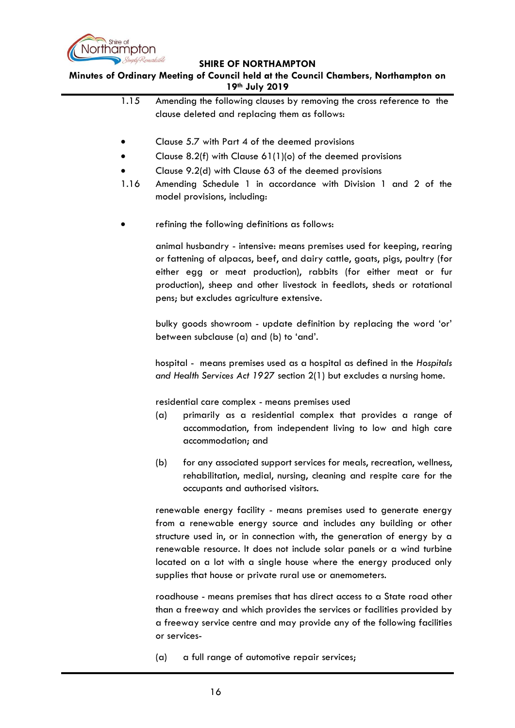1.15 Amending the following clauses by removing the cross reference to the clause deleted and replacing them as follows:

- Clause 5.7 with Part 4 of the deemed provisions
- Clause 8.2(f) with Clause 61(1)(o) of the deemed provisions
- Clause 9.2(d) with Clause 63 of the deemed provisions

1.16 Amending Schedule 1 in accordance with Division 1 and 2 of the model provisions, including:

- refining the following definitions as follows:

animal husbandry - intensive: means premises used for keeping, rearing or fattening of alpacas, beef, and dairy cattle, goats, pigs, poultry (for either egg or meat production), rabbits (for either meat or fur production), sheep and other livestock in feedlots, sheds or rotational pens; but excludes agriculture extensive.

bulky goods showroom - update definition by replacing the word 'or' between subclause (a) and (b) to 'and'.

hospital - means premises used as a hospital as defined in the *Hospitals and Health Services Act 1927* section 2(1) but excludes a nursing home.

residential care complex - means premises used

(a) primarily as a residential complex that provides a range of accommodation, from independent living to low and high care accommodation; and

(b) for any associated support services for meals, recreation, wellness, rehabilitation, medial, nursing, cleaning and respite care for the occupants and authorised visitors.

renewable energy facility - means premises used to generate energy from a renewable energy source and includes any building or other structure used in, or in connection with, the generation of energy by a renewable resource. It does not include solar panels or a wind turbine located on a lot with a single house where the energy produced only supplies that house or private rural use or anemometers.

roadhouse - means premises that has direct access to a State road other than a freeway and which provides the services or facilities provided by a freeway service centre and may provide any of the following facilities or services-

(a) a full range of automotive repair services;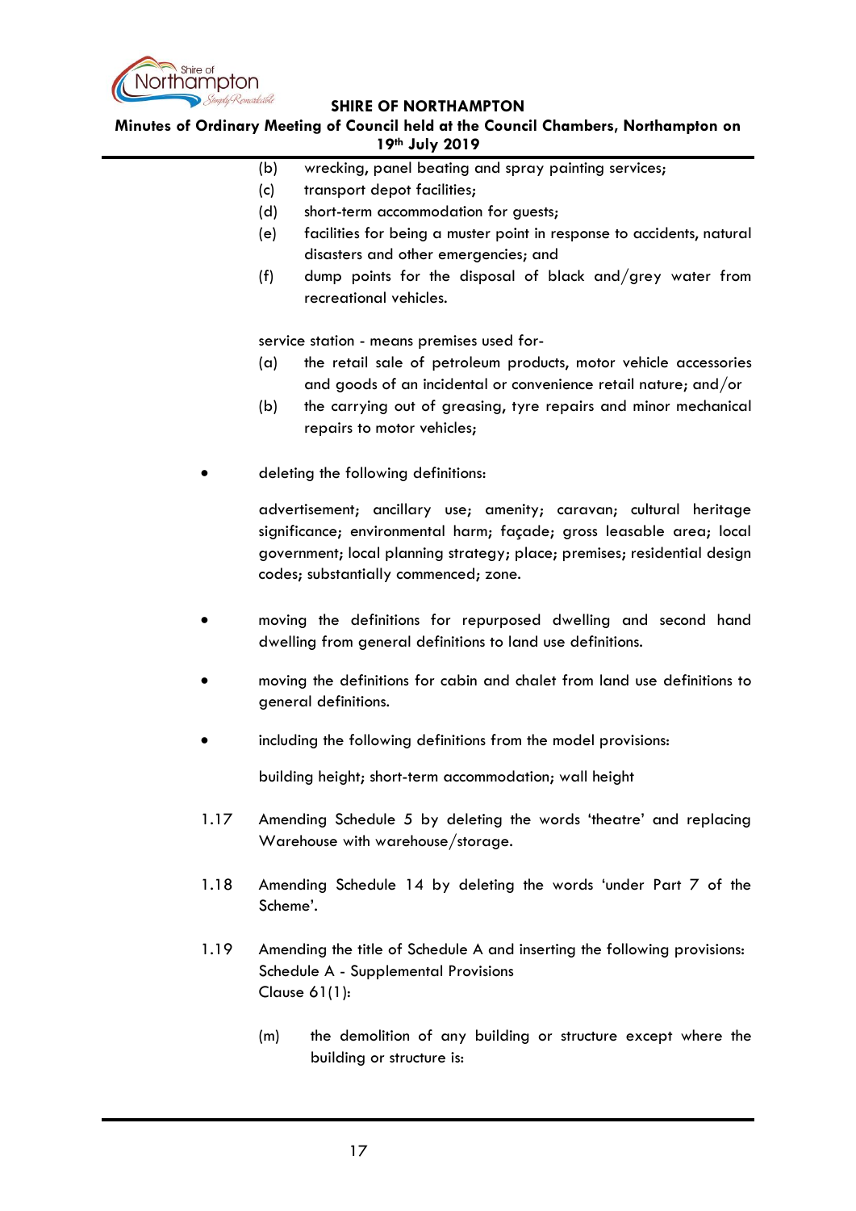(b) wrecking, panel beating and spray painting services;

(c) transport depot facilities;

(d) short-term accommodation for guests;

(e) facilities for being a muster point in response to accidents, natural disasters and other emergencies; and

(f) dump points for the disposal of black and/grey water from recreational vehicles.

service station - means premises used for-

(a) the retail sale of petroleum products, motor vehicle accessories and goods of an incidental or convenience retail nature; and/or

(b) the carrying out of greasing, tyre repairs and minor mechanical repairs to motor vehicles;

- deleting the following definitions:

  advertisement; ancillary use; amenity; caravan; cultural heritage significance; environmental harm; façade; gross leasable area; local government; local planning strategy; place; premises; residential design codes; substantially commenced; zone.

- moving the definitions for repurposed dwelling and second hand dwelling from general definitions to land use definitions.

- moving the definitions for cabin and chalet from land use definitions to general definitions.

- including the following definitions from the model provisions:

  building height; short-term accommodation; wall height

1.17 Amending Schedule 5 by deleting the words 'theatre' and replacing Warehouse with warehouse/storage.

1.18 Amending Schedule 14 by deleting the words 'under Part 7 of the Scheme'.

1.19 Amending the title of Schedule A and inserting the following provisions:
Schedule A - Supplemental Provisions
Clause 61(1):

(m) the demolition of any building or structure except where the building or structure is: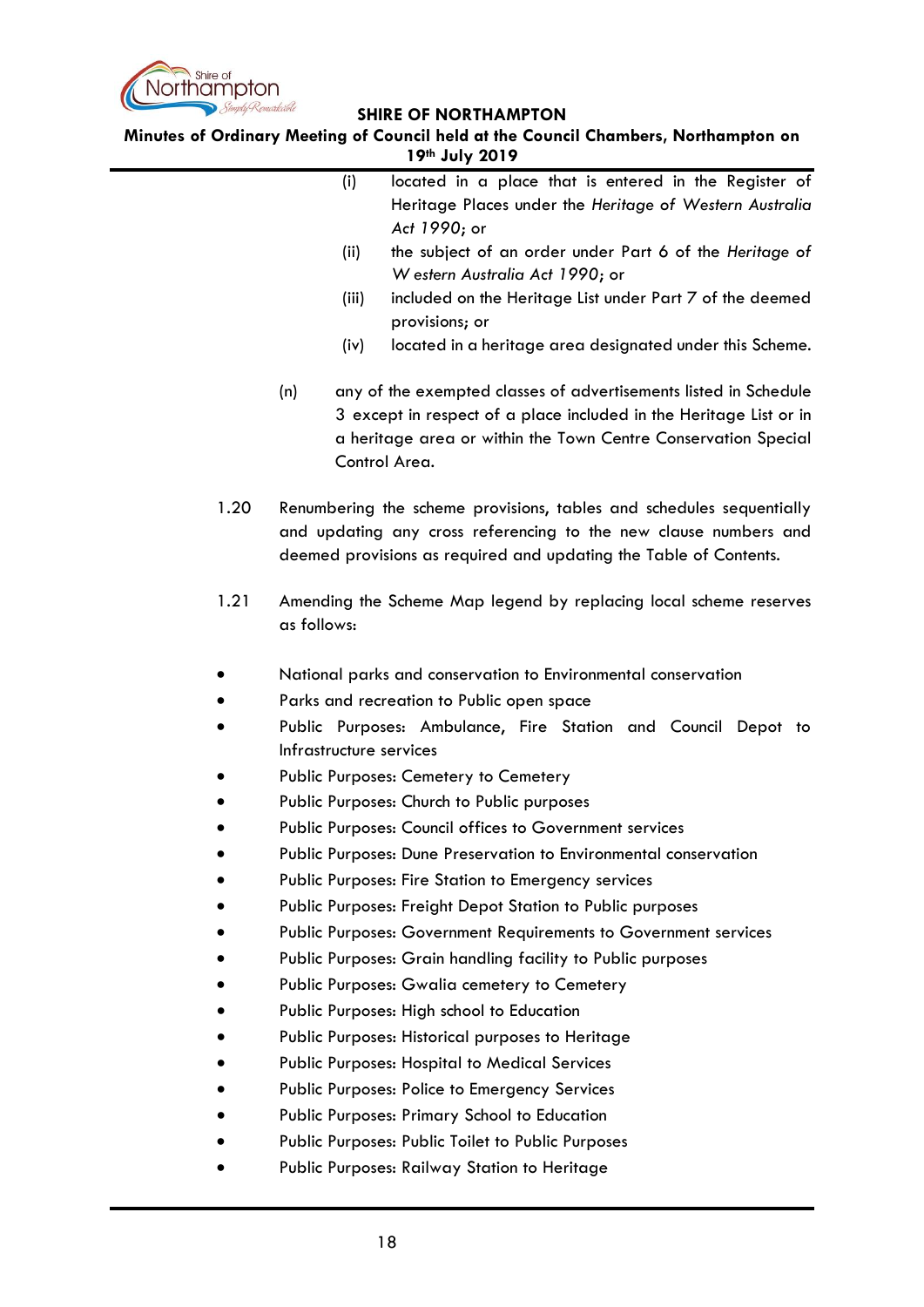(i) located in a place that is entered in the Register of Heritage Places under the *Heritage of Western Australia Act 1990*; or

(ii) the subject of an order under Part 6 of the *Heritage of Western Australia Act 1990*; or

(iii) included on the Heritage List under Part 7 of the deemed provisions; or

(iv) located in a heritage area designated under this Scheme.

(n) any of the exempted classes of advertisements listed in Schedule 3 except in respect of a place included in the Heritage List or in a heritage area or within the Town Centre Conservation Special Control Area.

1.20 Renumbering the scheme provisions, tables and schedules sequentially and updating any cross referencing to the new clause numbers and deemed provisions as required and updating the Table of Contents.

1.21 Amending the Scheme Map legend by replacing local scheme reserves as follows:

- National parks and conservation to Environmental conservation
- Parks and recreation to Public open space
- Public Purposes: Ambulance, Fire Station and Council Depot to Infrastructure services
- Public Purposes: Cemetery to Cemetery
- Public Purposes: Church to Public purposes
- Public Purposes: Council offices to Government services
- Public Purposes: Dune Preservation to Environmental conservation
- Public Purposes: Fire Station to Emergency services
- Public Purposes: Freight Depot Station to Public purposes
- Public Purposes: Government Requirements to Government services
- Public Purposes: Grain handling facility to Public purposes
- Public Purposes: Gwalia cemetery to Cemetery
- Public Purposes: High school to Education
- Public Purposes: Historical purposes to Heritage
- Public Purposes: Hospital to Medical Services
- Public Purposes: Police to Emergency Services
- Public Purposes: Primary School to Education
- Public Purposes: Public Toilet to Public Purposes
- Public Purposes: Railway Station to Heritage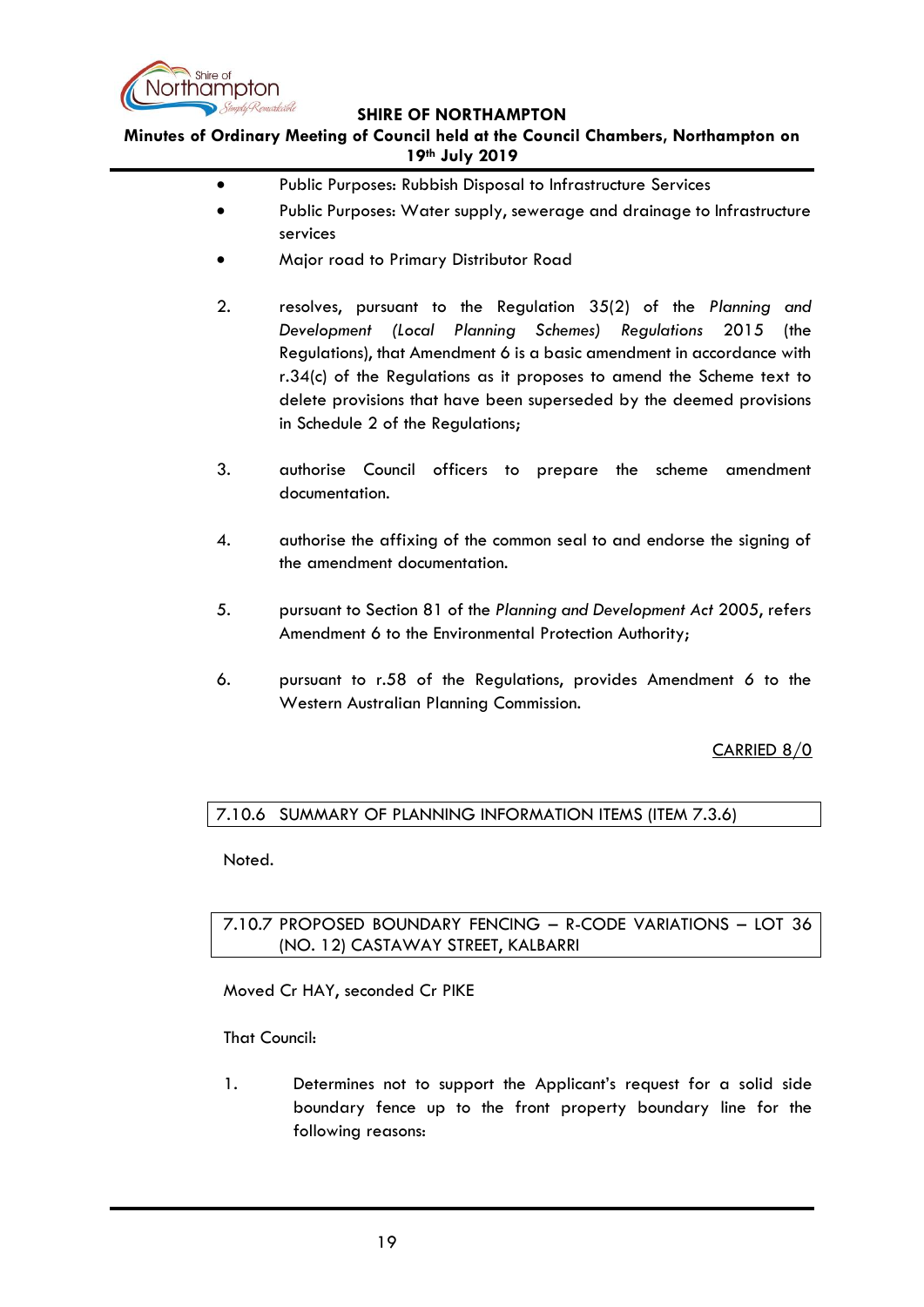- Public Purposes: Rubbish Disposal to Infrastructure Services
- Public Purposes: Water supply, sewerage and drainage to Infrastructure services
- Major road to Primary Distributor Road

2. resolves, pursuant to the Regulation 35(2) of the *Planning and Development (Local Planning Schemes) Regulations* 2015 (the Regulations), that Amendment 6 is a basic amendment in accordance with r.34(c) of the Regulations as it proposes to amend the Scheme text to delete provisions that have been superseded by the deemed provisions in Schedule 2 of the Regulations;

3. authorise Council officers to prepare the scheme amendment documentation.

4. authorise the affixing of the common seal to and endorse the signing of the amendment documentation.

5. pursuant to Section 81 of the *Planning and Development Act* 2005, refers Amendment 6 to the Environmental Protection Authority;

6. pursuant to r.58 of the Regulations, provides Amendment 6 to the Western Australian Planning Commission.

CARRIED 8/0

## 7.10.6 SUMMARY OF PLANNING INFORMATION ITEMS (ITEM 7.3.6)

Noted.

## 7.10.7 PROPOSED BOUNDARY FENCING – R-CODE VARIATIONS – LOT 36 (NO. 12) CASTAWAY STREET, KALBARRI

Moved Cr HAY, seconded Cr PIKE

That Council:

1. Determines not to support the Applicant's request for a solid side boundary fence up to the front property boundary line for the following reasons: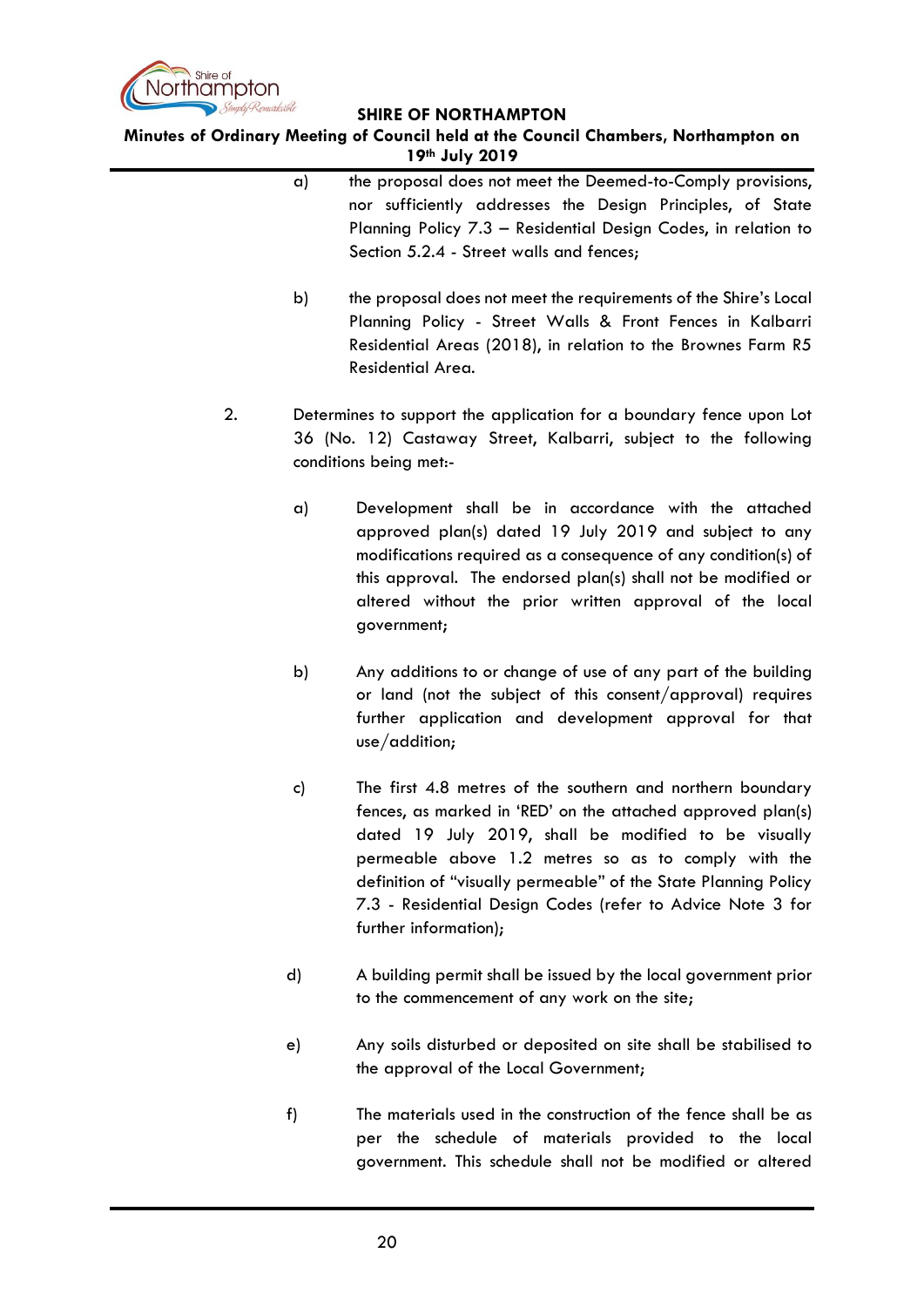a) the proposal does not meet the Deemed-to-Comply provisions, nor sufficiently addresses the Design Principles, of State Planning Policy 7.3 – Residential Design Codes, in relation to Section 5.2.4 - Street walls and fences;

b) the proposal does not meet the requirements of the Shire's Local Planning Policy - Street Walls & Front Fences in Kalbarri Residential Areas (2018), in relation to the Brownes Farm R5 Residential Area.

2. Determines to support the application for a boundary fence upon Lot 36 (No. 12) Castaway Street, Kalbarri, subject to the following conditions being met:-

   a) Development shall be in accordance with the attached approved plan(s) dated 19 July 2019 and subject to any modifications required as a consequence of any condition(s) of this approval. The endorsed plan(s) shall not be modified or altered without the prior written approval of the local government;

   b) Any additions to or change of use of any part of the building or land (not the subject of this consent/approval) requires further application and development approval for that use/addition;

   c) The first 4.8 metres of the southern and northern boundary fences, as marked in 'RED' on the attached approved plan(s) dated 19 July 2019, shall be modified to be visually permeable above 1.2 metres so as to comply with the definition of "visually permeable" of the State Planning Policy 7.3 - Residential Design Codes (refer to Advice Note 3 for further information);

   d) A building permit shall be issued by the local government prior to the commencement of any work on the site;

   e) Any soils disturbed or deposited on site shall be stabilised to the approval of the Local Government;

   f) The materials used in the construction of the fence shall be as per the schedule of materials provided to the local government. This schedule shall not be modified or altered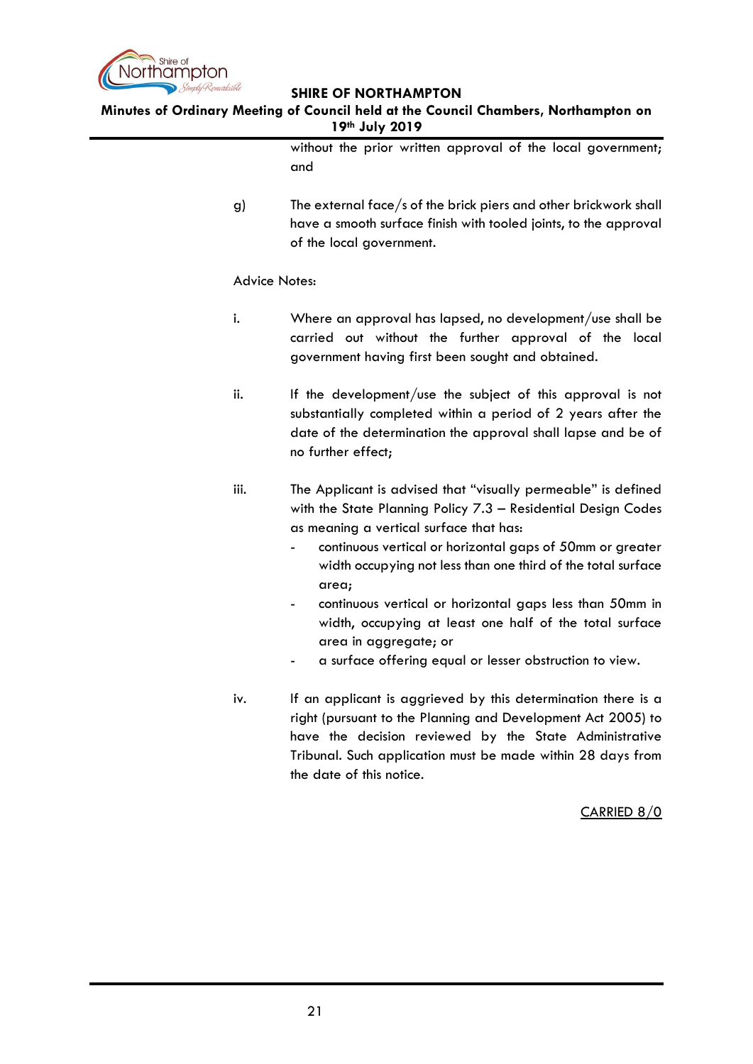without the prior written approval of the local government; and

g) The external face/s of the brick piers and other brickwork shall have a smooth surface finish with tooled joints, to the approval of the local government.

Advice Notes:

i. Where an approval has lapsed, no development/use shall be carried out without the further approval of the local government having first been sought and obtained.

ii. If the development/use the subject of this approval is not substantially completed within a period of 2 years after the date of the determination the approval shall lapse and be of no further effect;

iii. The Applicant is advised that "visually permeable" is defined with the State Planning Policy 7.3 – Residential Design Codes as meaning a vertical surface that has:
   - continuous vertical or horizontal gaps of 50mm or greater width occupying not less than one third of the total surface area;
   - continuous vertical or horizontal gaps less than 50mm in width, occupying at least one half of the total surface area in aggregate; or
   - a surface offering equal or lesser obstruction to view.

iv. If an applicant is aggrieved by this determination there is a right (pursuant to the Planning and Development Act 2005) to have the decision reviewed by the State Administrative Tribunal. Such application must be made within 28 days from the date of this notice.

CARRIED 8/0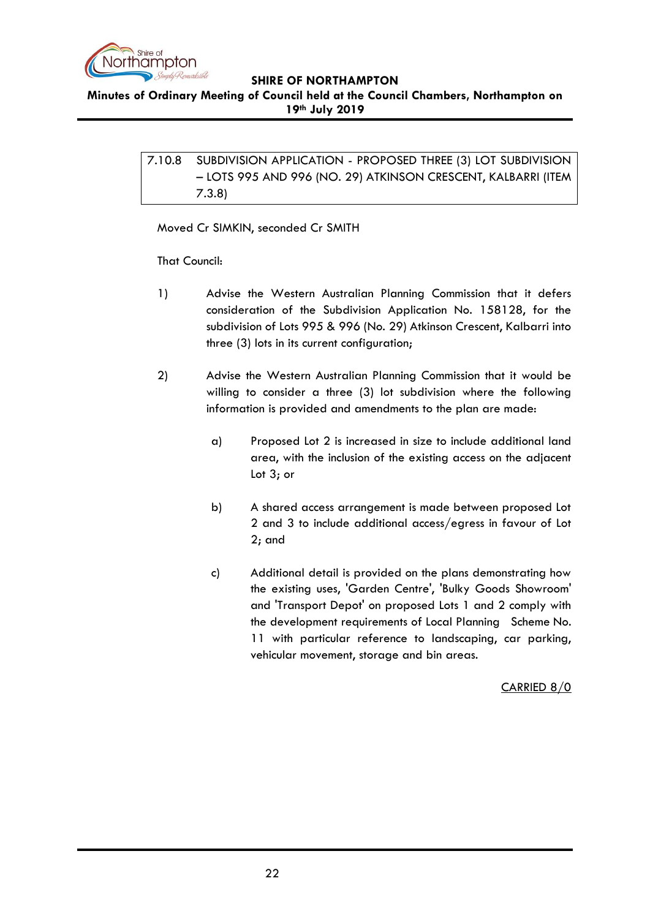### 7.10.8 SUBDIVISION APPLICATION - PROPOSED THREE (3) LOT SUBDIVISION – LOTS 995 AND 996 (NO. 29) ATKINSON CRESCENT, KALBARRI (ITEM 7.3.8)

Moved Cr SIMKIN, seconded Cr SMITH

That Council:

1) Advise the Western Australian Planning Commission that it defers consideration of the Subdivision Application No. 158128, for the subdivision of Lots 995 & 996 (No. 29) Atkinson Crescent, Kalbarri into three (3) lots in its current configuration;

2) Advise the Western Australian Planning Commission that it would be willing to consider a three (3) lot subdivision where the following information is provided and amendments to the plan are made:

   a) Proposed Lot 2 is increased in size to include additional land area, with the inclusion of the existing access on the adjacent Lot 3; or

   b) A shared access arrangement is made between proposed Lot 2 and 3 to include additional access/egress in favour of Lot 2; and

   c) Additional detail is provided on the plans demonstrating how the existing uses, 'Garden Centre', 'Bulky Goods Showroom' and 'Transport Depot' on proposed Lots 1 and 2 comply with the development requirements of Local Planning Scheme No. 11 with particular reference to landscaping, car parking, vehicular movement, storage and bin areas.

CARRIED 8/0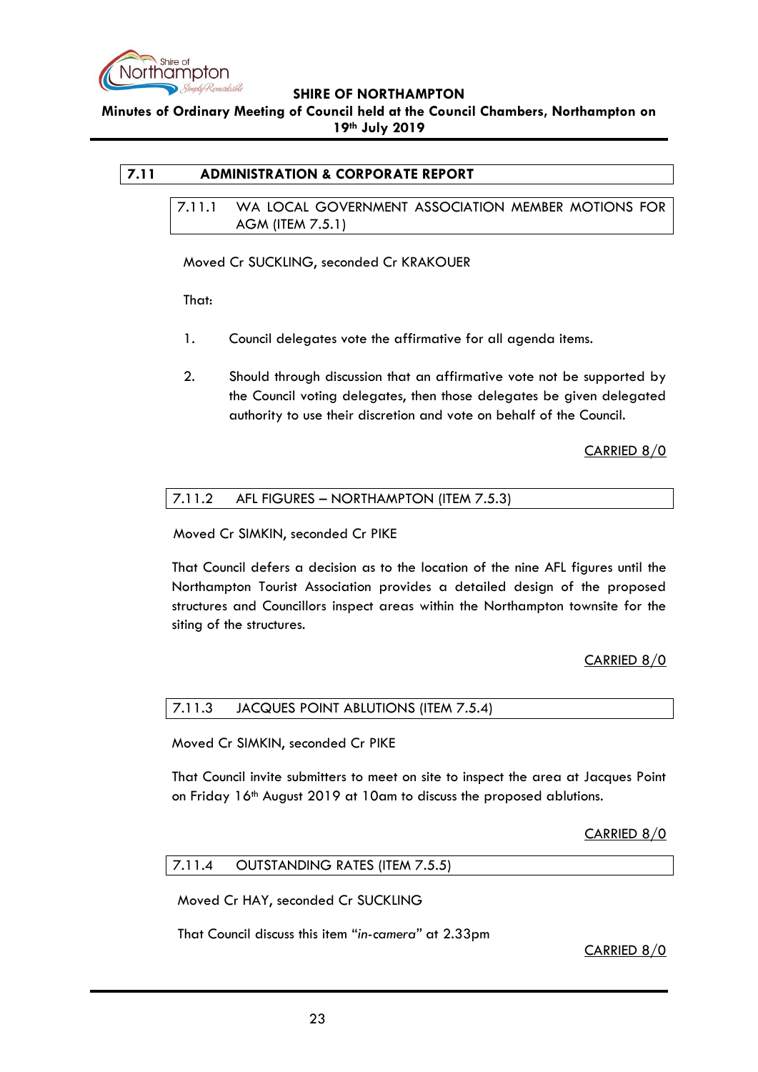## 7.11 ADMINISTRATION & CORPORATE REPORT

### 7.11.1 WA LOCAL GOVERNMENT ASSOCIATION MEMBER MOTIONS FOR AGM (ITEM 7.5.1)

Moved Cr SUCKLING, seconded Cr KRAKOUER

That:

1. Council delegates vote the affirmative for all agenda items.

2. Should through discussion that an affirmative vote not be supported by the Council voting delegates, then those delegates be given delegated authority to use their discretion and vote on behalf of the Council.

CARRIED 8/0

### 7.11.2 AFL FIGURES – NORTHAMPTON (ITEM 7.5.3)

Moved Cr SIMKIN, seconded Cr PIKE

That Council defers a decision as to the location of the nine AFL figures until the Northampton Tourist Association provides a detailed design of the proposed structures and Councillors inspect areas within the Northampton townsite for the siting of the structures.

CARRIED 8/0

### 7.11.3 JACQUES POINT ABLUTIONS (ITEM 7.5.4)

Moved Cr SIMKIN, seconded Cr PIKE

That Council invite submitters to meet on site to inspect the area at Jacques Point on Friday 16th August 2019 at 10am to discuss the proposed ablutions.

CARRIED 8/0

### 7.11.4 OUTSTANDING RATES (ITEM 7.5.5)

Moved Cr HAY, seconded Cr SUCKLING

That Council discuss this item "*in-camera*" at 2.33pm

CARRIED 8/0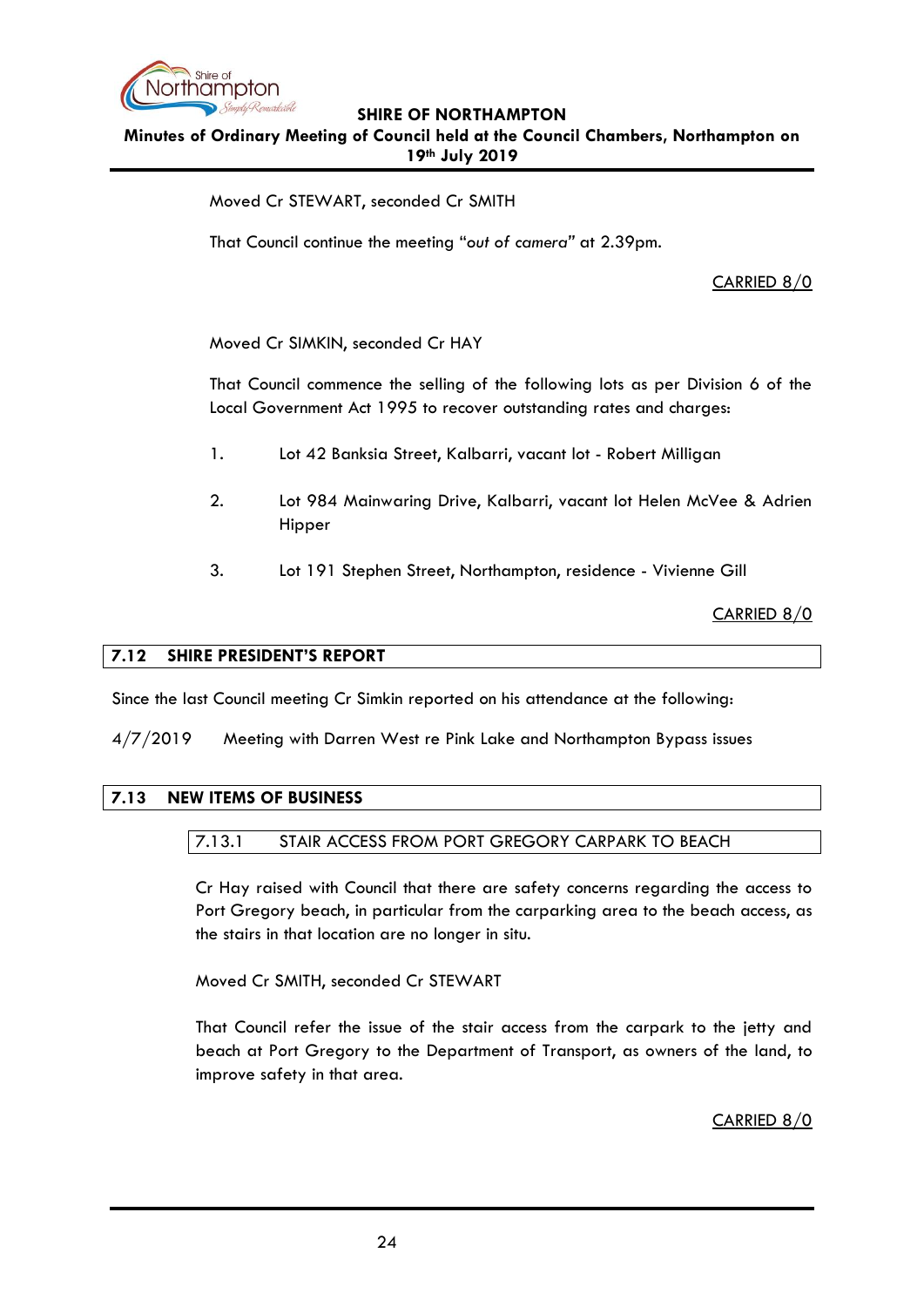Moved Cr STEWART, seconded Cr SMITH

That Council continue the meeting "*out of camera*" at 2.39pm.

CARRIED 8/0

Moved Cr SIMKIN, seconded Cr HAY

That Council commence the selling of the following lots as per Division 6 of the Local Government Act 1995 to recover outstanding rates and charges:

1. Lot 42 Banksia Street, Kalbarri, vacant lot - Robert Milligan

2. Lot 984 Mainwaring Drive, Kalbarri, vacant lot Helen McVee & Adrien Hipper

3. Lot 191 Stephen Street, Northampton, residence - Vivienne Gill

CARRIED 8/0

## 7.12 SHIRE PRESIDENT'S REPORT

Since the last Council meeting Cr Simkin reported on his attendance at the following:

4/7/2019 Meeting with Darren West re Pink Lake and Northampton Bypass issues

## 7.13 NEW ITEMS OF BUSINESS

### 7.13.1 STAIR ACCESS FROM PORT GREGORY CARPARK TO BEACH

Cr Hay raised with Council that there are safety concerns regarding the access to Port Gregory beach, in particular from the carparking area to the beach access, as the stairs in that location are no longer in situ.

Moved Cr SMITH, seconded Cr STEWART

That Council refer the issue of the stair access from the carpark to the jetty and beach at Port Gregory to the Department of Transport, as owners of the land, to improve safety in that area.

CARRIED 8/0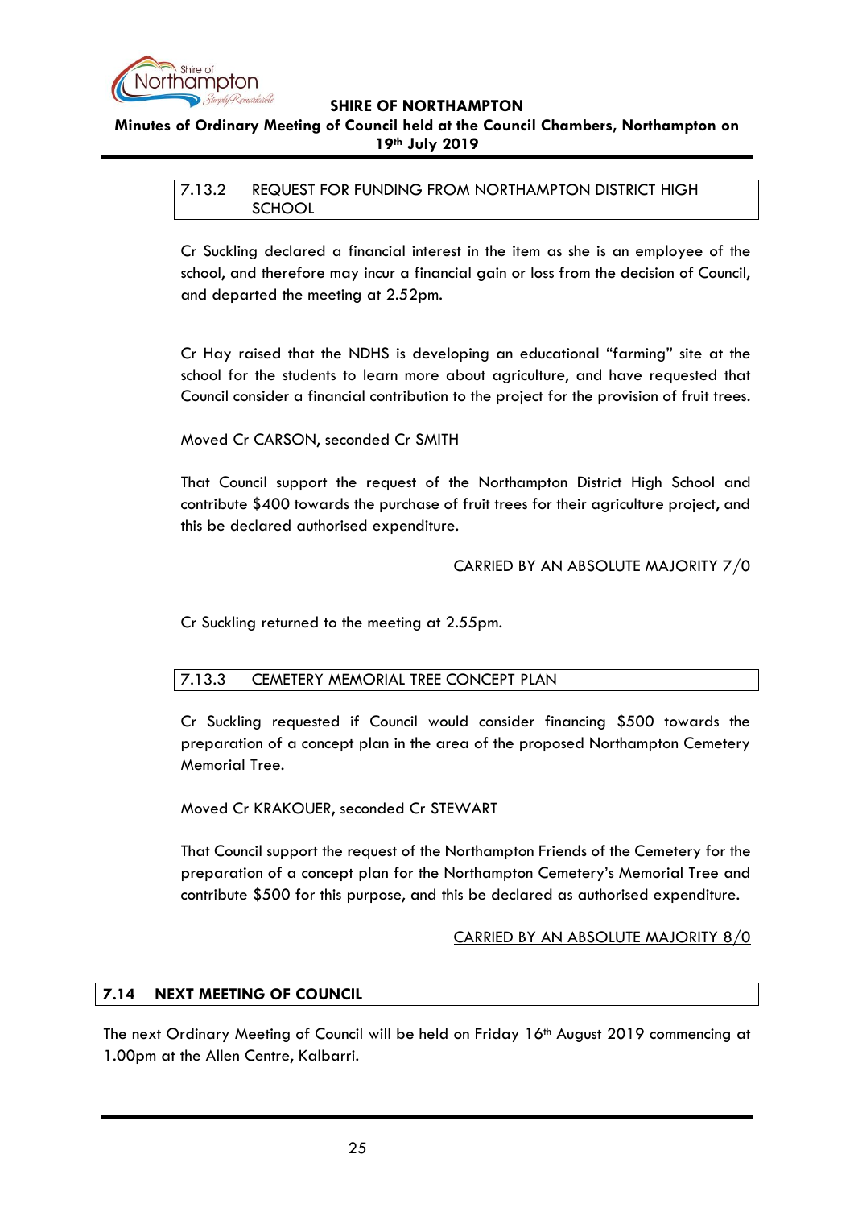### 7.13.2 REQUEST FOR FUNDING FROM NORTHAMPTON DISTRICT HIGH SCHOOL

Cr Suckling declared a financial interest in the item as she is an employee of the school, and therefore may incur a financial gain or loss from the decision of Council, and departed the meeting at 2.52pm.

Cr Hay raised that the NDHS is developing an educational "farming" site at the school for the students to learn more about agriculture, and have requested that Council consider a financial contribution to the project for the provision of fruit trees.

Moved Cr CARSON, seconded Cr SMITH

That Council support the request of the Northampton District High School and contribute $400 towards the purchase of fruit trees for their agriculture project, and this be declared authorised expenditure.

CARRIED BY AN ABSOLUTE MAJORITY 7/0

Cr Suckling returned to the meeting at 2.55pm.

### 7.13.3 CEMETERY MEMORIAL TREE CONCEPT PLAN

Cr Suckling requested if Council would consider financing $500 towards the preparation of a concept plan in the area of the proposed Northampton Cemetery Memorial Tree.

Moved Cr KRAKOUER, seconded Cr STEWART

That Council support the request of the Northampton Friends of the Cemetery for the preparation of a concept plan for the Northampton Cemetery's Memorial Tree and contribute $500 for this purpose, and this be declared as authorised expenditure.

CARRIED BY AN ABSOLUTE MAJORITY 8/0

## 7.14 NEXT MEETING OF COUNCIL

The next Ordinary Meeting of Council will be held on Friday 16th August 2019 commencing at 1.00pm at the Allen Centre, Kalbarri.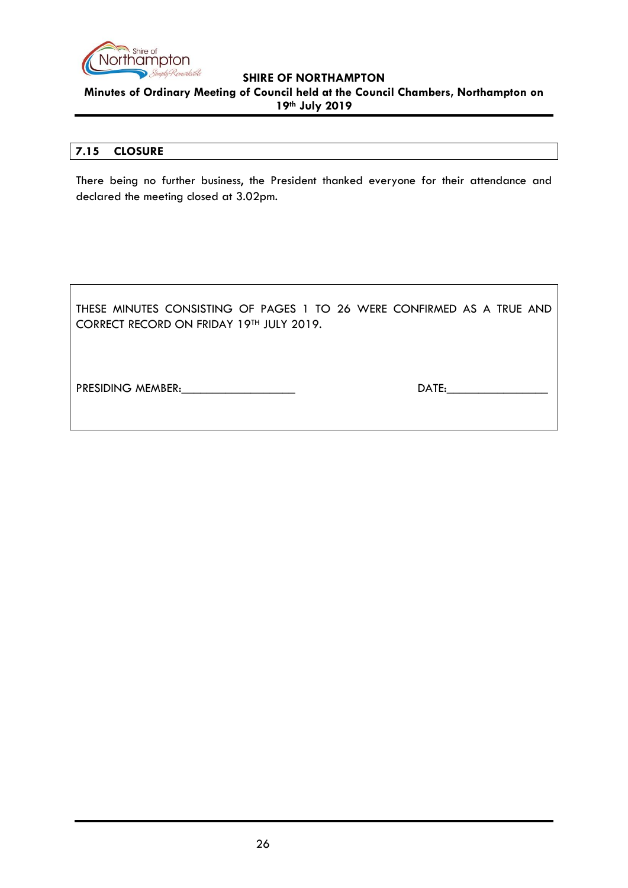## 7.15 CLOSURE

There being no further business, the President thanked everyone for their attendance and declared the meeting closed at 3.02pm.

THESE MINUTES CONSISTING OF PAGES 1 TO 26 WERE CONFIRMED AS A TRUE AND CORRECT RECORD ON FRIDAY 19TH JULY 2019.

PRESIDING MEMBER:\_\_\_\_\_\_\_\_\_\_\_\_\_\_\_\_\_\_\_\_ DATE:\_\_\_\_\_\_\_\_\_\_\_\_\_\_\_\_\_\_